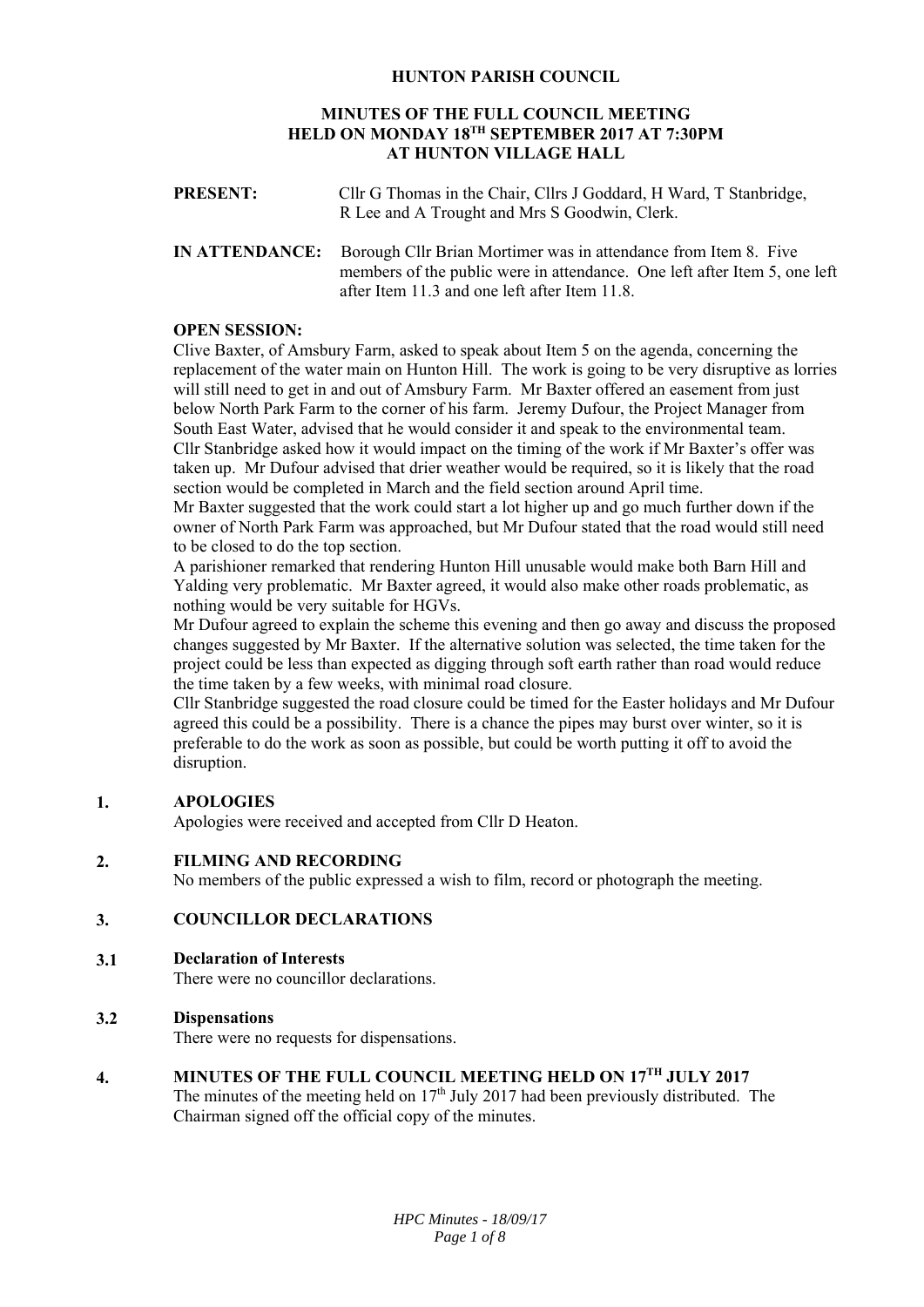# HUNTON PARISH COUNCIL

## MINUTES OF THE FULL COUNCIL MEETING HELD ON MONDAY 18TH SEPTEMBER 2017 AT 7:30PM AT HUNTON VILLAGE HALL

**PRESENT:** Cllr G Thomas in the Chair, Cllrs J Goddard, H Ward, T Stanbridge, R Lee and A Trought and Mrs S Goodwin, Clerk.

**IN ATTENDANCE:** Borough Cllr Brian Mortimer was in attendance from Item 8. Five members of the public were in attendance. One left after Item 5, one left after Item 11.3 and one left after Item 11.8.

**OPEN SESSION:**

Clive Baxter, of Amsbury Farm, asked to speak about Item 5 on the agenda, concerning the replacement of the water main on Hunton Hill. The work is going to be very disruptive as lorries will still need to get in and out of Amsbury Farm. Mr Baxter offered an easement from just below North Park Farm to the corner of his farm. Jeremy Dufour, the Project Manager from South East Water, advised that he would consider it and speak to the environmental team.

Cllr Stanbridge asked how it would impact on the timing of the work if Mr Baxter's offer was taken up. Mr Dufour advised that drier weather would be required, so it is likely that the road section would be completed in March and the field section around April time.

Mr Baxter suggested that the work could start a lot higher up and go much further down if the owner of North Park Farm was approached, but Mr Dufour stated that the road would still need to be closed to do the top section.

A parishioner remarked that rendering Hunton Hill unusable would make both Barn Hill and Yalding very problematic. Mr Baxter agreed, it would also make other roads problematic, as nothing would be very suitable for HGVs.

Mr Dufour agreed to explain the scheme this evening and then go away and discuss the proposed changes suggested by Mr Baxter. If the alternative solution was selected, the time taken for the project could be less than expected as digging through soft earth rather than road would reduce the time taken by a few weeks, with minimal road closure.

Cllr Stanbridge suggested the road closure could be timed for the Easter holidays and Mr Dufour agreed this could be a possibility. There is a chance the pipes may burst over winter, so it is preferable to do the work as soon as possible, but could be worth putting it off to avoid the disruption.

### 1. APOLOGIES

Apologies were received and accepted from Cllr D Heaton.

### 2. FILMING AND RECORDING

No members of the public expressed a wish to film, record or photograph the meeting.

### 3. COUNCILLOR DECLARATIONS

#### 3.1 Declaration of Interests

There were no councillor declarations.

#### 3.2 Dispensations

There were no requests for dispensations.

### 4. MINUTES OF THE FULL COUNCIL MEETING HELD ON 17TH JULY 2017

The minutes of the meeting held on 17th July 2017 had been previously distributed. The Chairman signed off the official copy of the minutes.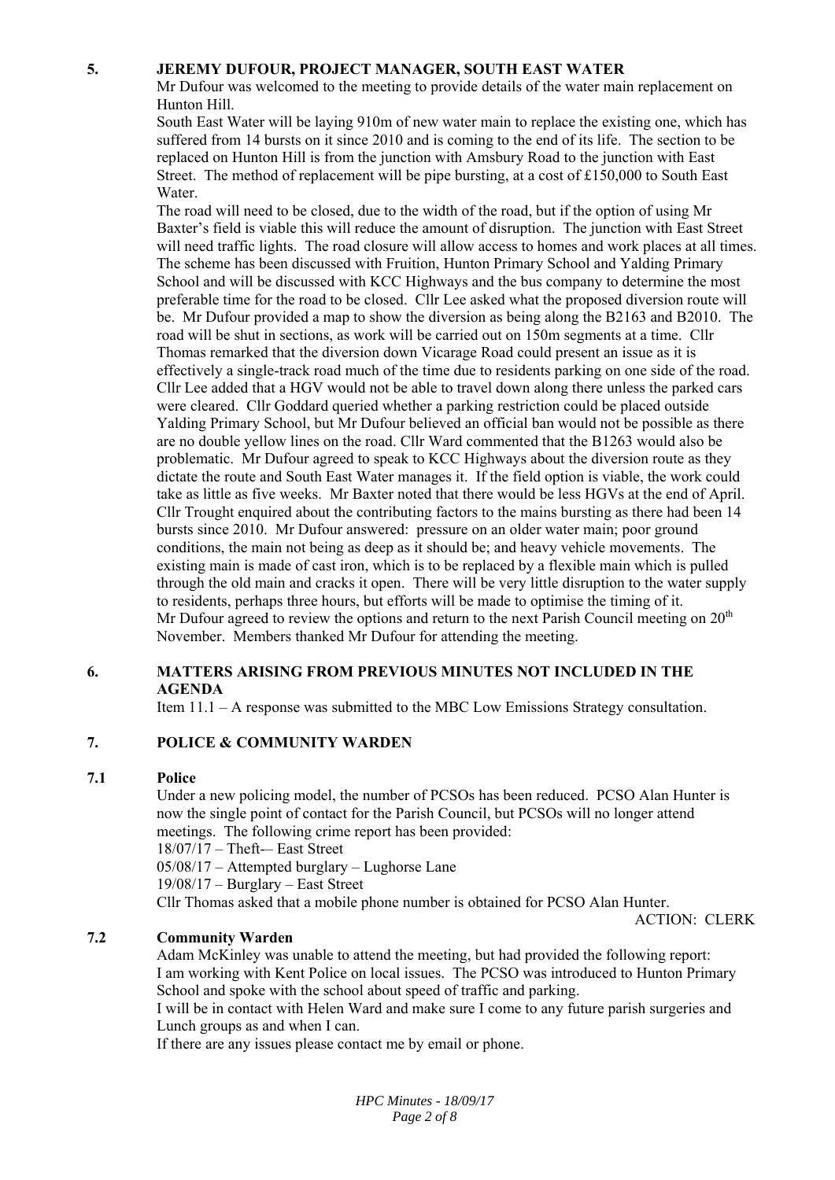## 5. JEREMY DUFOUR, PROJECT MANAGER, SOUTH EAST WATER

Mr Dufour was welcomed to the meeting to provide details of the water main replacement on Hunton Hill.

South East Water will be laying 910m of new water main to replace the existing one, which has suffered from 14 bursts on it since 2010 and is coming to the end of its life. The section to be replaced on Hunton Hill is from the junction with Amsbury Road to the junction with East Street. The method of replacement will be pipe bursting, at a cost of £150,000 to South East Water.

The road will need to be closed, due to the width of the road, but if the option of using Mr Baxter's field is viable this will reduce the amount of disruption. The junction with East Street will need traffic lights. The road closure will allow access to homes and work places at all times. The scheme has been discussed with Fruition, Hunton Primary School and Yalding Primary School and will be discussed with KCC Highways and the bus company to determine the most preferable time for the road to be closed. Cllr Lee asked what the proposed diversion route will be. Mr Dufour provided a map to show the diversion as being along the B2163 and B2010. The road will be shut in sections, as work will be carried out on 150m segments at a time. Cllr Thomas remarked that the diversion down Vicarage Road could present an issue as it is effectively a single-track road much of the time due to residents parking on one side of the road. Cllr Lee added that a HGV would not be able to travel down along there unless the parked cars were cleared. Cllr Goddard queried whether a parking restriction could be placed outside Yalding Primary School, but Mr Dufour believed an official ban would not be possible as there are no double yellow lines on the road. Cllr Ward commented that the B1263 would also be problematic. Mr Dufour agreed to speak to KCC Highways about the diversion route as they dictate the route and South East Water manages it. If the field option is viable, the work could take as little as five weeks. Mr Baxter noted that there would be less HGVs at the end of April. Cllr Trought enquired about the contributing factors to the mains bursting as there had been 14 bursts since 2010. Mr Dufour answered: pressure on an older water main; poor ground conditions, the main not being as deep as it should be; and heavy vehicle movements. The existing main is made of cast iron, which is to be replaced by a flexible main which is pulled through the old main and cracks it open. There will be very little disruption to the water supply to residents, perhaps three hours, but efforts will be made to optimise the timing of it.

Mr Dufour agreed to review the options and return to the next Parish Council meeting on 20th November. Members thanked Mr Dufour for attending the meeting.

## 6. MATTERS ARISING FROM PREVIOUS MINUTES NOT INCLUDED IN THE AGENDA

Item 11.1 – A response was submitted to the MBC Low Emissions Strategy consultation.

## 7. POLICE & COMMUNITY WARDEN

### 7.1 Police

Under a new policing model, the number of PCSOs has been reduced. PCSO Alan Hunter is now the single point of contact for the Parish Council, but PCSOs will no longer attend meetings. The following crime report has been provided:

18/07/17 – Theft-– East Street
05/08/17 – Attempted burglary – Lughorse Lane
19/08/17 – Burglary – East Street

Cllr Thomas asked that a mobile phone number is obtained for PCSO Alan Hunter.

ACTION: CLERK

### 7.2 Community Warden

Adam McKinley was unable to attend the meeting, but had provided the following report:

I am working with Kent Police on local issues. The PCSO was introduced to Hunton Primary School and spoke with the school about speed of traffic and parking.

I will be in contact with Helen Ward and make sure I come to any future parish surgeries and Lunch groups as and when I can.

If there are any issues please contact me by email or phone.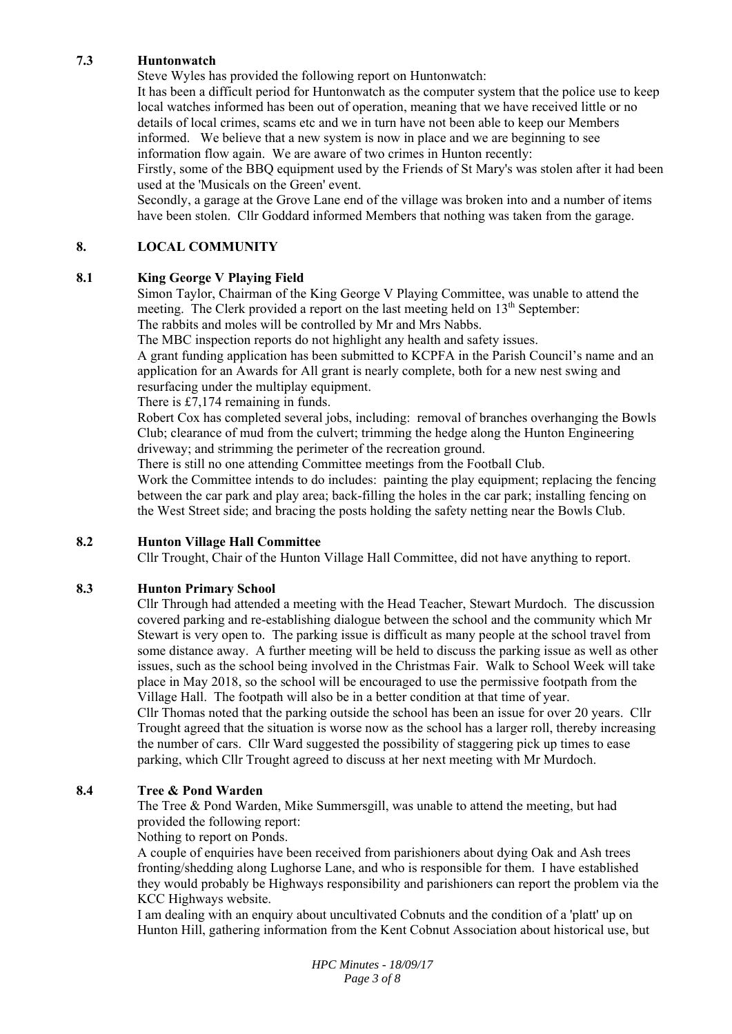### 7.3 Huntonwatch

Steve Wyles has provided the following report on Huntonwatch:

It has been a difficult period for Huntonwatch as the computer system that the police use to keep local watches informed has been out of operation, meaning that we have received little or no details of local crimes, scams etc and we in turn have not been able to keep our Members informed. We believe that a new system is now in place and we are beginning to see information flow again. We are aware of two crimes in Hunton recently:

Firstly, some of the BBQ equipment used by the Friends of St Mary's was stolen after it had been used at the 'Musicals on the Green' event.

Secondly, a garage at the Grove Lane end of the village was broken into and a number of items have been stolen. Cllr Goddard informed Members that nothing was taken from the garage.

## 8. LOCAL COMMUNITY

### 8.1 King George V Playing Field

Simon Taylor, Chairman of the King George V Playing Committee, was unable to attend the meeting. The Clerk provided a report on the last meeting held on 13th September:

The rabbits and moles will be controlled by Mr and Mrs Nabbs.

The MBC inspection reports do not highlight any health and safety issues.

A grant funding application has been submitted to KCPFA in the Parish Council's name and an application for an Awards for All grant is nearly complete, both for a new nest swing and resurfacing under the multiplay equipment.

There is £7,174 remaining in funds.

Robert Cox has completed several jobs, including: removal of branches overhanging the Bowls Club; clearance of mud from the culvert; trimming the hedge along the Hunton Engineering driveway; and strimming the perimeter of the recreation ground.

There is still no one attending Committee meetings from the Football Club.

Work the Committee intends to do includes: painting the play equipment; replacing the fencing between the car park and play area; back-filling the holes in the car park; installing fencing on the West Street side; and bracing the posts holding the safety netting near the Bowls Club.

### 8.2 Hunton Village Hall Committee

Cllr Trought, Chair of the Hunton Village Hall Committee, did not have anything to report.

### 8.3 Hunton Primary School

Cllr Through had attended a meeting with the Head Teacher, Stewart Murdoch. The discussion covered parking and re-establishing dialogue between the school and the community which Mr Stewart is very open to. The parking issue is difficult as many people at the school travel from some distance away. A further meeting will be held to discuss the parking issue as well as other issues, such as the school being involved in the Christmas Fair. Walk to School Week will take place in May 2018, so the school will be encouraged to use the permissive footpath from the Village Hall. The footpath will also be in a better condition at that time of year.

Cllr Thomas noted that the parking outside the school has been an issue for over 20 years. Cllr Trought agreed that the situation is worse now as the school has a larger roll, thereby increasing the number of cars. Cllr Ward suggested the possibility of staggering pick up times to ease parking, which Cllr Trought agreed to discuss at her next meeting with Mr Murdoch.

### 8.4 Tree & Pond Warden

The Tree & Pond Warden, Mike Summersgill, was unable to attend the meeting, but had provided the following report:

Nothing to report on Ponds.

A couple of enquiries have been received from parishioners about dying Oak and Ash trees fronting/shedding along Lughorse Lane, and who is responsible for them. I have established they would probably be Highways responsibility and parishioners can report the problem via the KCC Highways website.

I am dealing with an enquiry about uncultivated Cobnuts and the condition of a 'platt' up on Hunton Hill, gathering information from the Kent Cobnut Association about historical use, but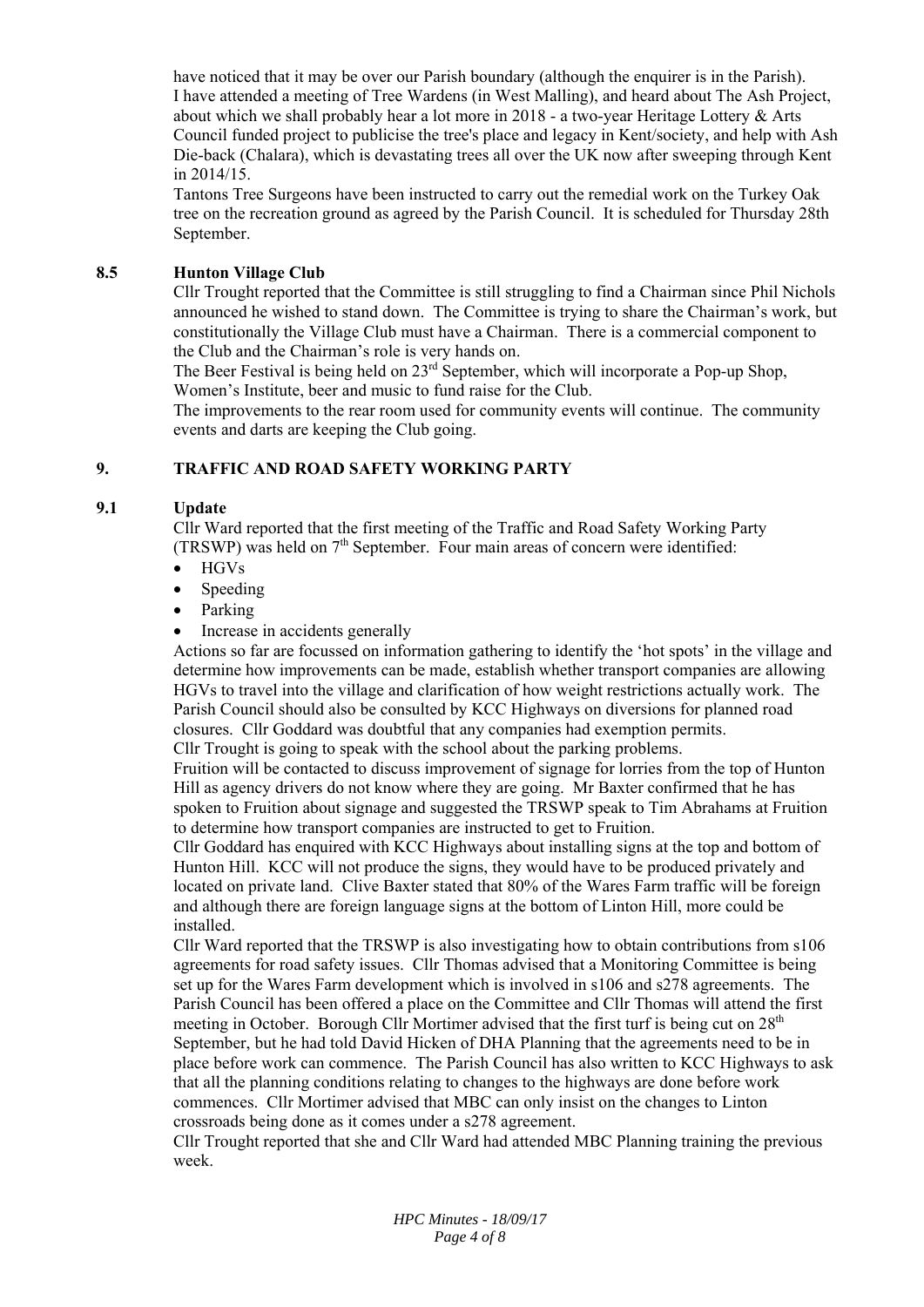have noticed that it may be over our Parish boundary (although the enquirer is in the Parish).
I have attended a meeting of Tree Wardens (in West Malling), and heard about The Ash Project, about which we shall probably hear a lot more in 2018 - a two-year Heritage Lottery & Arts Council funded project to publicise the tree's place and legacy in Kent/society, and help with Ash Die-back (Chalara), which is devastating trees all over the UK now after sweeping through Kent in 2014/15.
Tantons Tree Surgeons have been instructed to carry out the remedial work on the Turkey Oak tree on the recreation ground as agreed by the Parish Council. It is scheduled for Thursday 28th September.

**8.5 Hunton Village Club**

Cllr Trought reported that the Committee is still struggling to find a Chairman since Phil Nichols announced he wished to stand down. The Committee is trying to share the Chairman's work, but constitutionally the Village Club must have a Chairman. There is a commercial component to the Club and the Chairman's role is very hands on.
The Beer Festival is being held on 23rd September, which will incorporate a Pop-up Shop, Women's Institute, beer and music to fund raise for the Club.
The improvements to the rear room used for community events will continue. The community events and darts are keeping the Club going.

## 9. TRAFFIC AND ROAD SAFETY WORKING PARTY

**9.1 Update**

Cllr Ward reported that the first meeting of the Traffic and Road Safety Working Party (TRSWP) was held on 7th September. Four main areas of concern were identified:

- HGVs
- Speeding
- Parking
- Increase in accidents generally

Actions so far are focussed on information gathering to identify the 'hot spots' in the village and determine how improvements can be made, establish whether transport companies are allowing HGVs to travel into the village and clarification of how weight restrictions actually work. The Parish Council should also be consulted by KCC Highways on diversions for planned road closures. Cllr Goddard was doubtful that any companies had exemption permits.
Cllr Trought is going to speak with the school about the parking problems.
Fruition will be contacted to discuss improvement of signage for lorries from the top of Hunton Hill as agency drivers do not know where they are going. Mr Baxter confirmed that he has spoken to Fruition about signage and suggested the TRSWP speak to Tim Abrahams at Fruition to determine how transport companies are instructed to get to Fruition.
Cllr Goddard has enquired with KCC Highways about installing signs at the top and bottom of Hunton Hill. KCC will not produce the signs, they would have to be produced privately and located on private land. Clive Baxter stated that 80% of the Wares Farm traffic will be foreign and although there are foreign language signs at the bottom of Linton Hill, more could be installed.
Cllr Ward reported that the TRSWP is also investigating how to obtain contributions from s106 agreements for road safety issues. Cllr Thomas advised that a Monitoring Committee is being set up for the Wares Farm development which is involved in s106 and s278 agreements. The Parish Council has been offered a place on the Committee and Cllr Thomas will attend the first meeting in October. Borough Cllr Mortimer advised that the first turf is being cut on 28th September, but he had told David Hicken of DHA Planning that the agreements need to be in place before work can commence. The Parish Council has also written to KCC Highways to ask that all the planning conditions relating to changes to the highways are done before work commences. Cllr Mortimer advised that MBC can only insist on the changes to Linton crossroads being done as it comes under a s278 agreement.
Cllr Trought reported that she and Cllr Ward had attended MBC Planning training the previous week.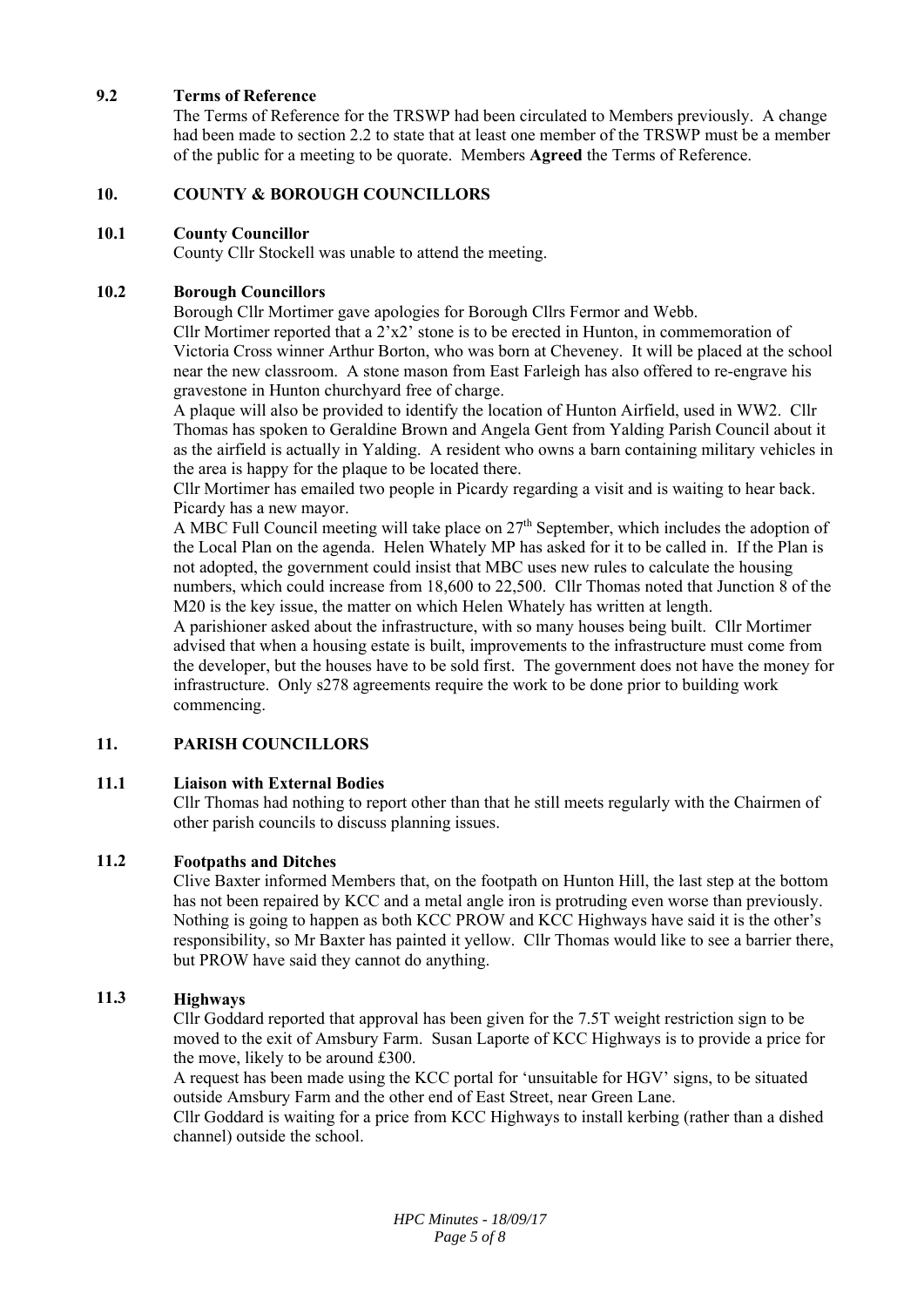### 9.2 Terms of Reference

The Terms of Reference for the TRSWP had been circulated to Members previously. A change had been made to section 2.2 to state that at least one member of the TRSWP must be a member of the public for a meeting to be quorate. Members **Agreed** the Terms of Reference.

## 10. COUNTY & BOROUGH COUNCILLORS

### 10.1 County Councillor

County Cllr Stockell was unable to attend the meeting.

### 10.2 Borough Councillors

Borough Cllr Mortimer gave apologies for Borough Cllrs Fermor and Webb.

Cllr Mortimer reported that a 2'x2' stone is to be erected in Hunton, in commemoration of Victoria Cross winner Arthur Borton, who was born at Cheveney. It will be placed at the school near the new classroom. A stone mason from East Farleigh has also offered to re-engrave his gravestone in Hunton churchyard free of charge.

A plaque will also be provided to identify the location of Hunton Airfield, used in WW2. Cllr Thomas has spoken to Geraldine Brown and Angela Gent from Yalding Parish Council about it as the airfield is actually in Yalding. A resident who owns a barn containing military vehicles in the area is happy for the plaque to be located there.

Cllr Mortimer has emailed two people in Picardy regarding a visit and is waiting to hear back. Picardy has a new mayor.

A MBC Full Council meeting will take place on 27th September, which includes the adoption of the Local Plan on the agenda. Helen Whately MP has asked for it to be called in. If the Plan is not adopted, the government could insist that MBC uses new rules to calculate the housing numbers, which could increase from 18,600 to 22,500. Cllr Thomas noted that Junction 8 of the M20 is the key issue, the matter on which Helen Whately has written at length.

A parishioner asked about the infrastructure, with so many houses being built. Cllr Mortimer advised that when a housing estate is built, improvements to the infrastructure must come from the developer, but the houses have to be sold first. The government does not have the money for infrastructure. Only s278 agreements require the work to be done prior to building work commencing.

## 11. PARISH COUNCILLORS

### 11.1 Liaison with External Bodies

Cllr Thomas had nothing to report other than that he still meets regularly with the Chairmen of other parish councils to discuss planning issues.

### 11.2 Footpaths and Ditches

Clive Baxter informed Members that, on the footpath on Hunton Hill, the last step at the bottom has not been repaired by KCC and a metal angle iron is protruding even worse than previously. Nothing is going to happen as both KCC PROW and KCC Highways have said it is the other's responsibility, so Mr Baxter has painted it yellow. Cllr Thomas would like to see a barrier there, but PROW have said they cannot do anything.

### 11.3 Highways

Cllr Goddard reported that approval has been given for the 7.5T weight restriction sign to be moved to the exit of Amsbury Farm. Susan Laporte of KCC Highways is to provide a price for the move, likely to be around £300.

A request has been made using the KCC portal for 'unsuitable for HGV' signs, to be situated outside Amsbury Farm and the other end of East Street, near Green Lane.

Cllr Goddard is waiting for a price from KCC Highways to install kerbing (rather than a dished channel) outside the school.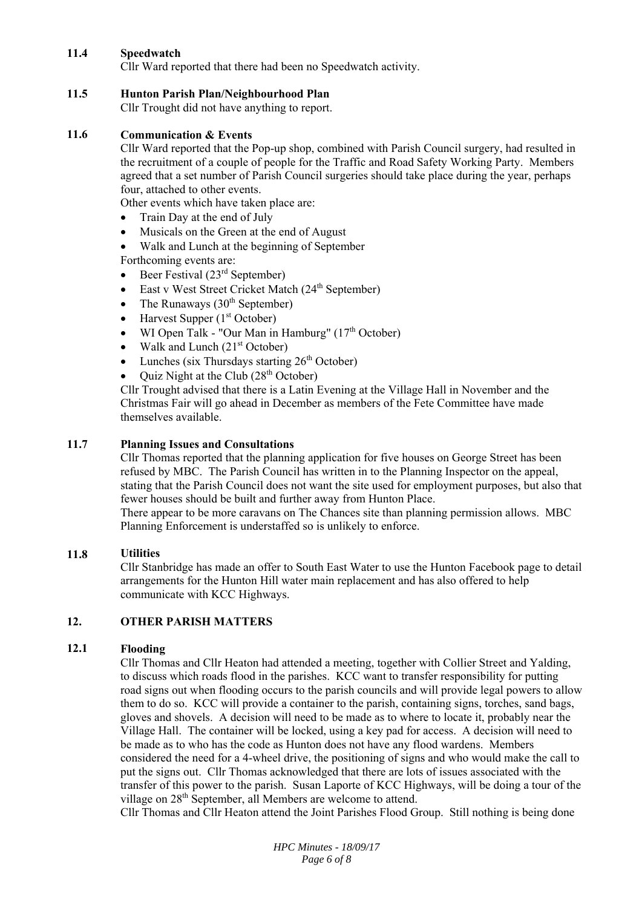**11.4 Speedwatch**

Cllr Ward reported that there had been no Speedwatch activity.

**11.5 Hunton Parish Plan/Neighbourhood Plan**

Cllr Trought did not have anything to report.

**11.6 Communication & Events**

Cllr Ward reported that the Pop-up shop, combined with Parish Council surgery, had resulted in the recruitment of a couple of people for the Traffic and Road Safety Working Party. Members agreed that a set number of Parish Council surgeries should take place during the year, perhaps four, attached to other events.

Other events which have taken place are:

- Train Day at the end of July
- Musicals on the Green at the end of August
- Walk and Lunch at the beginning of September

Forthcoming events are:

- Beer Festival (23rd September)
- East v West Street Cricket Match (24th September)
- The Runaways (30th September)
- Harvest Supper (1st October)
- WI Open Talk - "Our Man in Hamburg" (17th October)
- Walk and Lunch (21st October)
- Lunches (six Thursdays starting 26th October)
- Quiz Night at the Club (28th October)

Cllr Trought advised that there is a Latin Evening at the Village Hall in November and the Christmas Fair will go ahead in December as members of the Fete Committee have made themselves available.

**11.7 Planning Issues and Consultations**

Cllr Thomas reported that the planning application for five houses on George Street has been refused by MBC. The Parish Council has written in to the Planning Inspector on the appeal, stating that the Parish Council does not want the site used for employment purposes, but also that fewer houses should be built and further away from Hunton Place.

There appear to be more caravans on The Chances site than planning permission allows. MBC Planning Enforcement is understaffed so is unlikely to enforce.

**11.8 Utilities**

Cllr Stanbridge has made an offer to South East Water to use the Hunton Facebook page to detail arrangements for the Hunton Hill water main replacement and has also offered to help communicate with KCC Highways.

**12. OTHER PARISH MATTERS**

**12.1 Flooding**

Cllr Thomas and Cllr Heaton had attended a meeting, together with Collier Street and Yalding, to discuss which roads flood in the parishes. KCC want to transfer responsibility for putting road signs out when flooding occurs to the parish councils and will provide legal powers to allow them to do so. KCC will provide a container to the parish, containing signs, torches, sand bags, gloves and shovels. A decision will need to be made as to where to locate it, probably near the Village Hall. The container will be locked, using a key pad for access. A decision will need to be made as to who has the code as Hunton does not have any flood wardens. Members considered the need for a 4-wheel drive, the positioning of signs and who would make the call to put the signs out. Cllr Thomas acknowledged that there are lots of issues associated with the transfer of this power to the parish. Susan Laporte of KCC Highways, will be doing a tour of the village on 28th September, all Members are welcome to attend.

Cllr Thomas and Cllr Heaton attend the Joint Parishes Flood Group. Still nothing is being done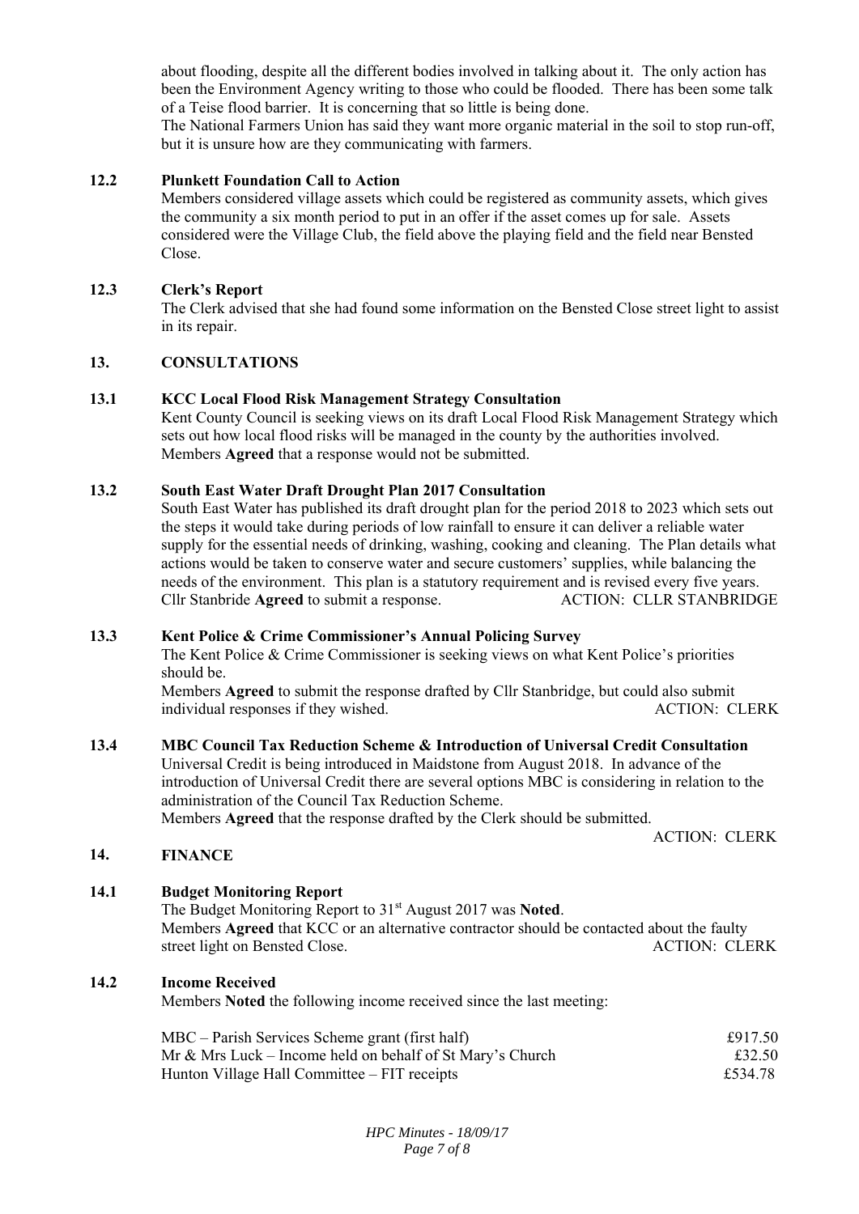about flooding, despite all the different bodies involved in talking about it. The only action has been the Environment Agency writing to those who could be flooded. There has been some talk of a Teise flood barrier. It is concerning that so little is being done.
The National Farmers Union has said they want more organic material in the soil to stop run-off, but it is unsure how are they communicating with farmers.

**12.2 Plunkett Foundation Call to Action**

Members considered village assets which could be registered as community assets, which gives the community a six month period to put in an offer if the asset comes up for sale. Assets considered were the Village Club, the field above the playing field and the field near Bensted Close.

**12.3 Clerk's Report**

The Clerk advised that she had found some information on the Bensted Close street light to assist in its repair.

**13. CONSULTATIONS**

**13.1 KCC Local Flood Risk Management Strategy Consultation**

Kent County Council is seeking views on its draft Local Flood Risk Management Strategy which sets out how local flood risks will be managed in the county by the authorities involved.
Members **Agreed** that a response would not be submitted.

**13.2 South East Water Draft Drought Plan 2017 Consultation**

South East Water has published its draft drought plan for the period 2018 to 2023 which sets out the steps it would take during periods of low rainfall to ensure it can deliver a reliable water supply for the essential needs of drinking, washing, cooking and cleaning. The Plan details what actions would be taken to conserve water and secure customers' supplies, while balancing the needs of the environment. This plan is a statutory requirement and is revised every five years.
Cllr Stanbride **Agreed** to submit a response. ACTION: CLLR STANBRIDGE

**13.3 Kent Police & Crime Commissioner's Annual Policing Survey**

The Kent Police & Crime Commissioner is seeking views on what Kent Police's priorities should be.
Members **Agreed** to submit the response drafted by Cllr Stanbridge, but could also submit individual responses if they wished. ACTION: CLERK

**13.4 MBC Council Tax Reduction Scheme & Introduction of Universal Credit Consultation**

Universal Credit is being introduced in Maidstone from August 2018. In advance of the introduction of Universal Credit there are several options MBC is considering in relation to the administration of the Council Tax Reduction Scheme.
Members **Agreed** that the response drafted by the Clerk should be submitted.
ACTION: CLERK

**14. FINANCE**

**14.1 Budget Monitoring Report**

The Budget Monitoring Report to 31st August 2017 was **Noted**.
Members **Agreed** that KCC or an alternative contractor should be contacted about the faulty street light on Bensted Close. ACTION: CLERK

**14.2 Income Received**

Members **Noted** the following income received since the last meeting:

| | |
|---|---|
| MBC – Parish Services Scheme grant (first half) | £917.50 |
| Mr & Mrs Luck – Income held on behalf of St Mary's Church | £32.50 |
| Hunton Village Hall Committee – FIT receipts | £534.78 |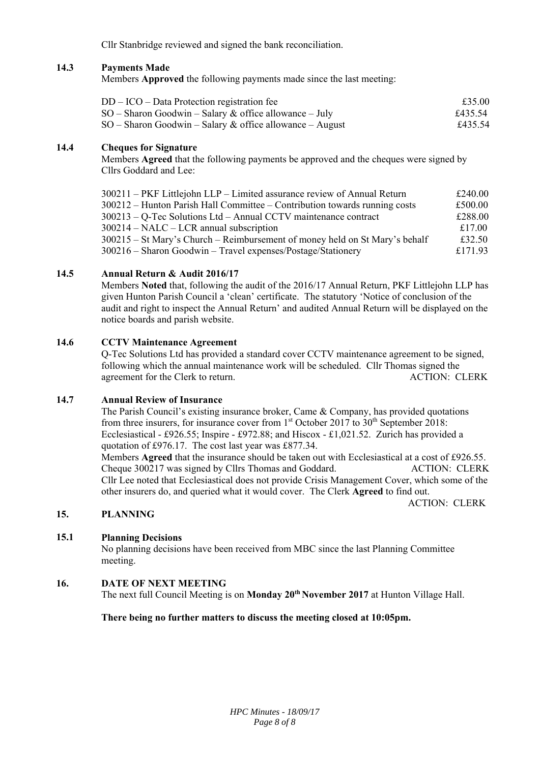Cllr Stanbridge reviewed and signed the bank reconciliation.

### 14.3 Payments Made

Members **Approved** the following payments made since the last meeting:

| | |
|---|---|
| DD – ICO – Data Protection registration fee | £35.00 |
| SO – Sharon Goodwin – Salary & office allowance – July | £435.54 |
| SO – Sharon Goodwin – Salary & office allowance – August | £435.54 |

### 14.4 Cheques for Signature

Members **Agreed** that the following payments be approved and the cheques were signed by Cllrs Goddard and Lee:

| | |
|---|---|
| 300211 – PKF Littlejohn LLP – Limited assurance review of Annual Return | £240.00 |
| 300212 – Hunton Parish Hall Committee – Contribution towards running costs | £500.00 |
| 300213 – Q-Tec Solutions Ltd – Annual CCTV maintenance contract | £288.00 |
| 300214 – NALC – LCR annual subscription | £17.00 |
| 300215 – St Mary's Church – Reimbursement of money held on St Mary's behalf | £32.50 |
| 300216 – Sharon Goodwin – Travel expenses/Postage/Stationery | £171.93 |

### 14.5 Annual Return & Audit 2016/17

Members **Noted** that, following the audit of the 2016/17 Annual Return, PKF Littlejohn LLP has given Hunton Parish Council a 'clean' certificate. The statutory 'Notice of conclusion of the audit and right to inspect the Annual Return' and audited Annual Return will be displayed on the notice boards and parish website.

### 14.6 CCTV Maintenance Agreement

Q-Tec Solutions Ltd has provided a standard cover CCTV maintenance agreement to be signed, following which the annual maintenance work will be scheduled. Cllr Thomas signed the agreement for the Clerk to return. ACTION: CLERK

### 14.7 Annual Review of Insurance

The Parish Council's existing insurance broker, Came & Company, has provided quotations from three insurers, for insurance cover from 1st October 2017 to 30th September 2018: Ecclesiastical - £926.55; Inspire - £972.88; and Hiscox - £1,021.52. Zurich has provided a quotation of £976.17. The cost last year was £877.34.

Members **Agreed** that the insurance should be taken out with Ecclesiastical at a cost of £926.55. Cheque 300217 was signed by Cllrs Thomas and Goddard. ACTION: CLERK

Cllr Lee noted that Ecclesiastical does not provide Crisis Management Cover, which some of the other insurers do, and queried what it would cover. The Clerk **Agreed** to find out. ACTION: CLERK

## 15. PLANNING

### 15.1 Planning Decisions

No planning decisions have been received from MBC since the last Planning Committee meeting.

## 16. DATE OF NEXT MEETING

The next full Council Meeting is on **Monday 20th November 2017** at Hunton Village Hall.

**There being no further matters to discuss the meeting closed at 10:05pm.**